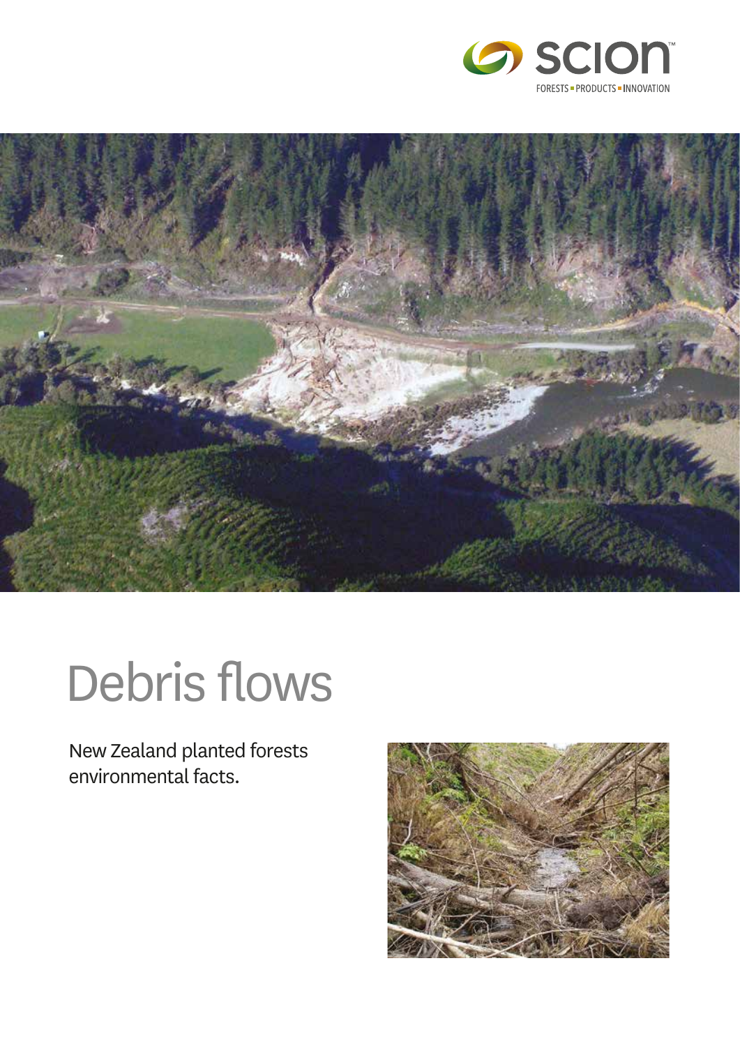# Debris flows

New Zealand planted forests environmental facts.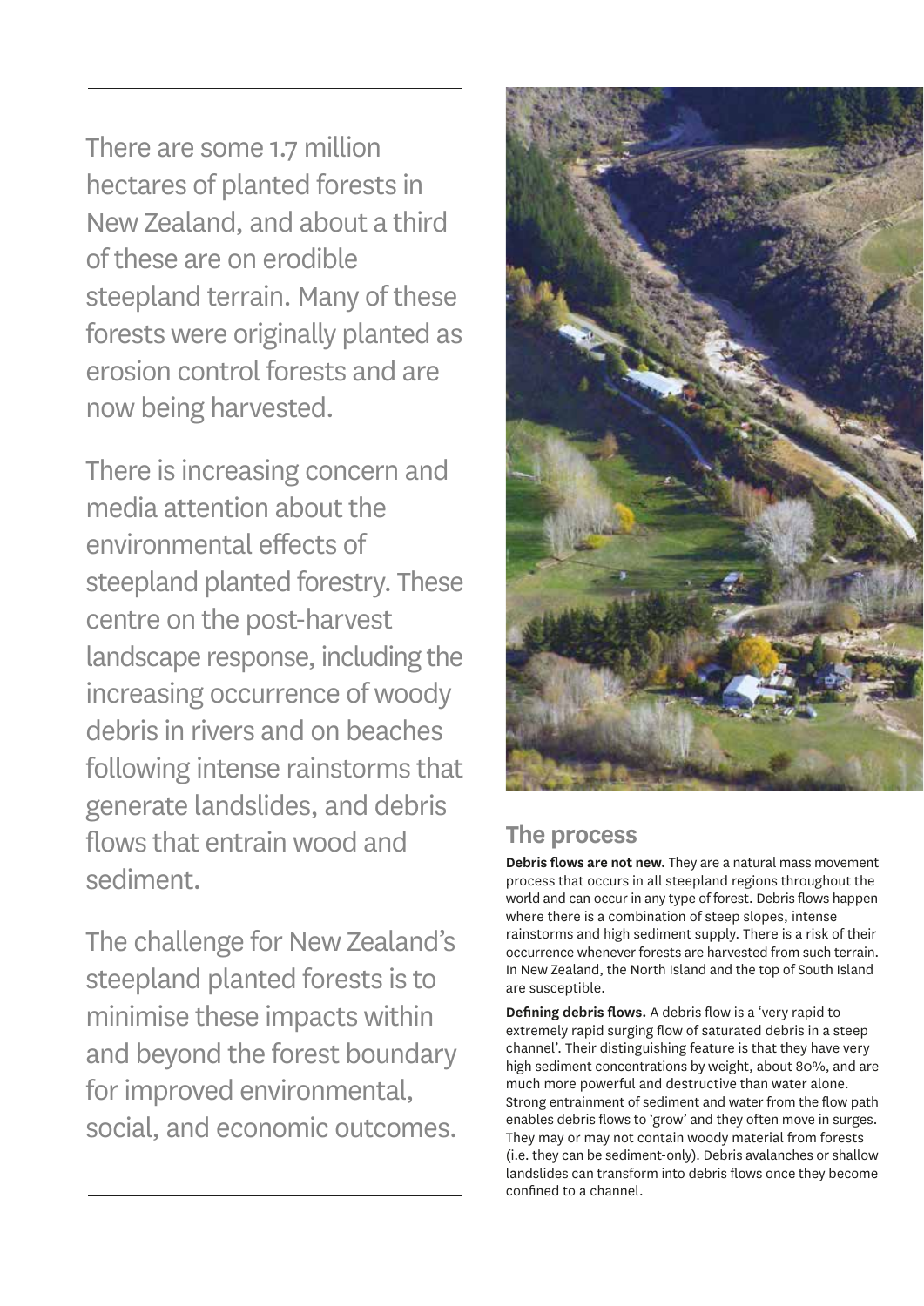There are some 1.7 million hectares of planted forests in New Zealand, and about a third of these are on erodible steepland terrain. Many of these forests were originally planted as erosion control forests and are now being harvested.

There is increasing concern and media attention about the environmental effects of steepland planted forestry. These centre on the post-harvest landscape response, including the increasing occurrence of woody debris in rivers and on beaches following intense rainstorms that generate landslides, and debris flows that entrain wood and sediment.

The challenge for New Zealand's steepland planted forests is to minimise these impacts within and beyond the forest boundary for improved environmental, social, and economic outcomes.

## The process

**Debris flows are not new.** They are a natural mass movement process that occurs in all steepland regions throughout the world and can occur in any type of forest. Debris flows happen where there is a combination of steep slopes, intense rainstorms and high sediment supply. There is a risk of their occurrence whenever forests are harvested from such terrain. In New Zealand, the North Island and the top of South Island are susceptible.

**Defining debris flows.** A debris flow is a 'very rapid to extremely rapid surging flow of saturated debris in a steep channel'. Their distinguishing feature is that they have very high sediment concentrations by weight, about 80%, and are much more powerful and destructive than water alone. Strong entrainment of sediment and water from the flow path enables debris flows to 'grow' and they often move in surges. They may or may not contain woody material from forests (i.e. they can be sediment-only). Debris avalanches or shallow landslides can transform into debris flows once they become confined to a channel.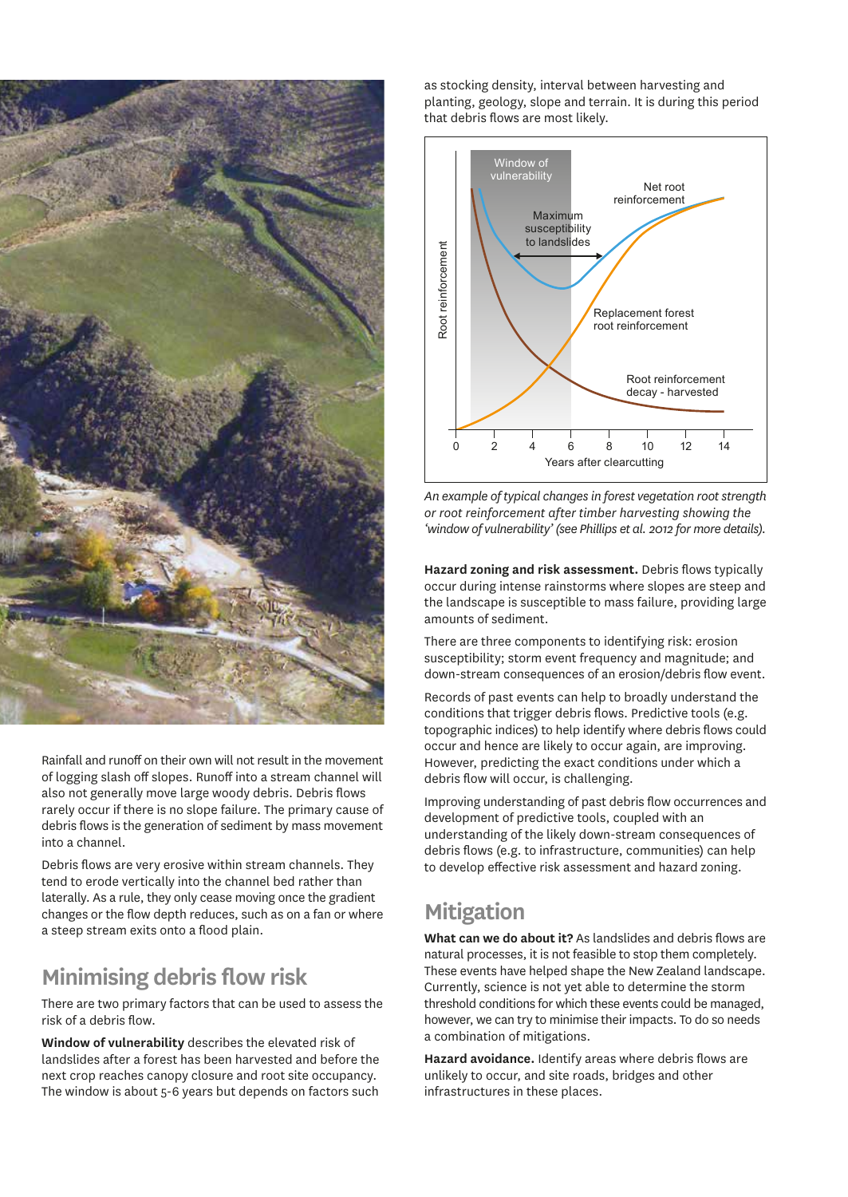Rainfall and runoff on their own will not result in the movement of logging slash off slopes. Runoff into a stream channel will also not generally move large woody debris. Debris flows rarely occur if there is no slope failure. The primary cause of debris flows is the generation of sediment by mass movement into a channel.

Debris flows are very erosive within stream channels. They tend to erode vertically into the channel bed rather than laterally. As a rule, they only cease moving once the gradient changes or the flow depth reduces, such as on a fan or where a steep stream exits onto a flood plain.

## Minimising debris flow risk

There are two primary factors that can be used to assess the risk of a debris flow.

**Window of vulnerability** describes the elevated risk of landslides after a forest has been harvested and before the next crop reaches canopy closure and root site occupancy. The window is about 5-6 years but depends on factors such as stocking density, interval between harvesting and planting, geology, slope and terrain. It is during this period that debris flows are most likely.

*An example of typical changes in forest vegetation root strength or root reinforcement after timber harvesting showing the 'window of vulnerability' (see Phillips et al. 2012 for more details).*

**Hazard zoning and risk assessment.** Debris flows typically occur during intense rainstorms where slopes are steep and the landscape is susceptible to mass failure, providing large amounts of sediment.

There are three components to identifying risk: erosion susceptibility; storm event frequency and magnitude; and down-stream consequences of an erosion/debris flow event.

Records of past events can help to broadly understand the conditions that trigger debris flows. Predictive tools (e.g. topographic indices) to help identify where debris flows could occur and hence are likely to occur again, are improving. However, predicting the exact conditions under which a debris flow will occur, is challenging.

Improving understanding of past debris flow occurrences and development of predictive tools, coupled with an understanding of the likely down-stream consequences of debris flows (e.g. to infrastructure, communities) can help to develop effective risk assessment and hazard zoning.

## Mitigation

**What can we do about it?** As landslides and debris flows are natural processes, it is not feasible to stop them completely. These events have helped shape the New Zealand landscape. Currently, science is not yet able to determine the storm threshold conditions for which these events could be managed, however, we can try to minimise their impacts. To do so needs a combination of mitigations.

**Hazard avoidance.** Identify areas where debris flows are unlikely to occur, and site roads, bridges and other infrastructures in these places.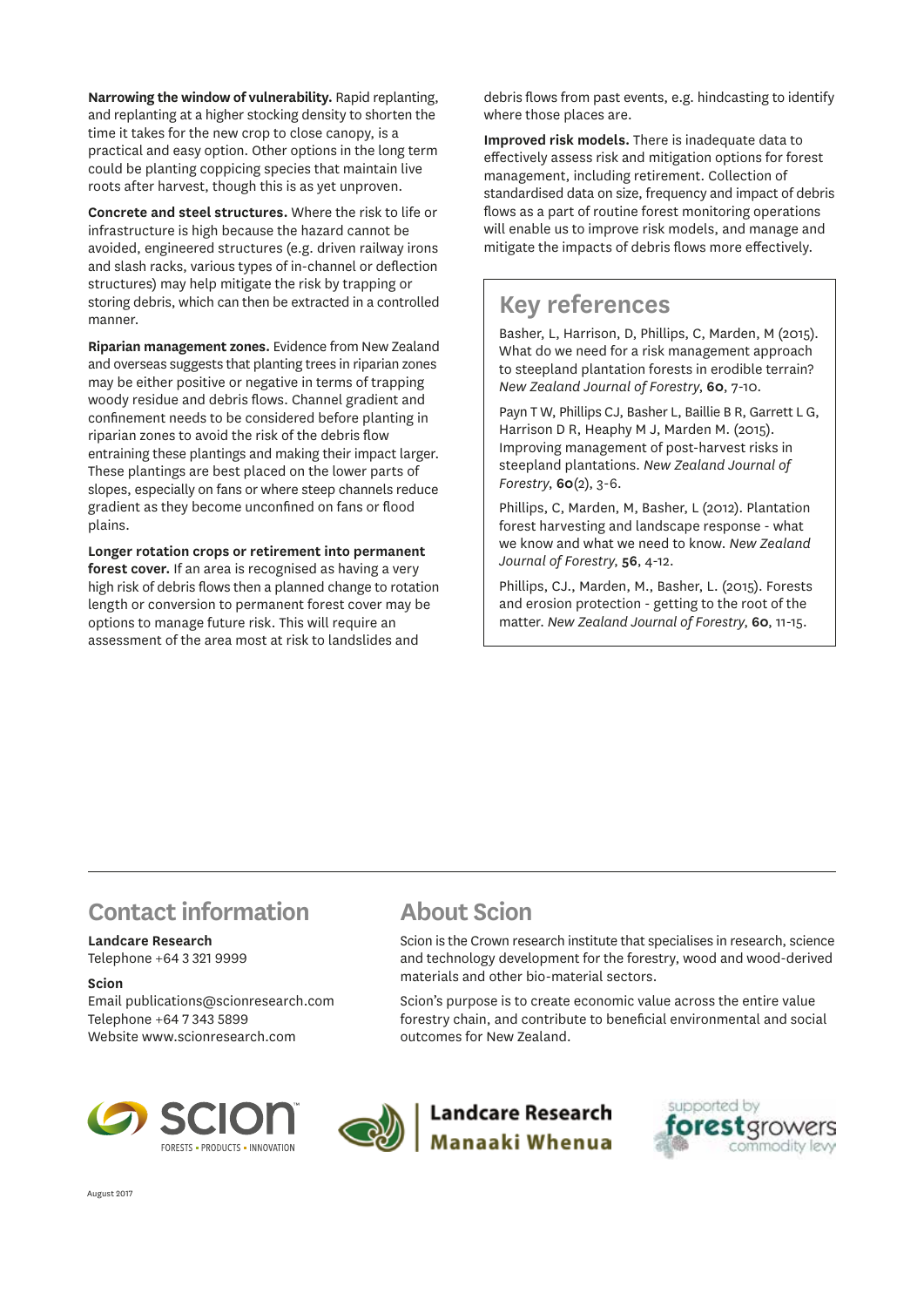**Narrowing the window of vulnerability.** Rapid replanting, and replanting at a higher stocking density to shorten the time it takes for the new crop to close canopy, is a practical and easy option. Other options in the long term could be planting coppicing species that maintain live roots after harvest, though this is as yet unproven.

**Concrete and steel structures.** Where the risk to life or infrastructure is high because the hazard cannot be avoided, engineered structures (e.g. driven railway irons and slash racks, various types of in-channel or deflection structures) may help mitigate the risk by trapping or storing debris, which can then be extracted in a controlled manner.

**Riparian management zones.** Evidence from New Zealand and overseas suggests that planting trees in riparian zones may be either positive or negative in terms of trapping woody residue and debris flows. Channel gradient and confinement needs to be considered before planting in riparian zones to avoid the risk of the debris flow entraining these plantings and making their impact larger. These plantings are best placed on the lower parts of slopes, especially on fans or where steep channels reduce gradient as they become unconfined on fans or flood plains.

**Longer rotation crops or retirement into permanent forest cover.** If an area is recognised as having a very high risk of debris flows then a planned change to rotation length or conversion to permanent forest cover may be options to manage future risk. This will require an assessment of the area most at risk to landslides and debris flows from past events, e.g. hindcasting to identify where those places are.

**Improved risk models.** There is inadequate data to effectively assess risk and mitigation options for forest management, including retirement. Collection of standardised data on size, frequency and impact of debris flows as a part of routine forest monitoring operations will enable us to improve risk models, and manage and mitigate the impacts of debris flows more effectively.

## Key references

Basher, L, Harrison, D, Phillips, C, Marden, M (2015). What do we need for a risk management approach to steepland plantation forests in erodible terrain? *New Zealand Journal of Forestry*, **60**, 7-10.

Payn T W, Phillips CJ, Basher L, Baillie B R, Garrett L G, Harrison D R, Heaphy M J, Marden M. (2015). Improving management of post-harvest risks in steepland plantations. *New Zealand Journal of Forestry*, **60**(2), 3-6.

Phillips, C, Marden, M, Basher, L (2012). Plantation forest harvesting and landscape response - what we know and what we need to know. *New Zealand Journal of Forestry*, **56**, 4-12.

Phillips, CJ., Marden, M., Basher, L. (2015). Forests and erosion protection - getting to the root of the matter. *New Zealand Journal of Forestry*, **60**, 11-15.

## Contact information

**Landcare Research**
Telephone +64 3 321 9999

**Scion**
Email publications@scionresearch.com
Telephone +64 7 343 5899
Website www.scionresearch.com

## About Scion

Scion is the Crown research institute that specialises in research, science and technology development for the forestry, wood and wood-derived materials and other bio-material sectors.

Scion's purpose is to create economic value across the entire value forestry chain, and contribute to beneficial environmental and social outcomes for New Zealand.

scion FORESTS • PRODUCTS • INNOVATION

Landcare Research Manaaki Whenua

supported by forestgrowers commodity levy

August 2017